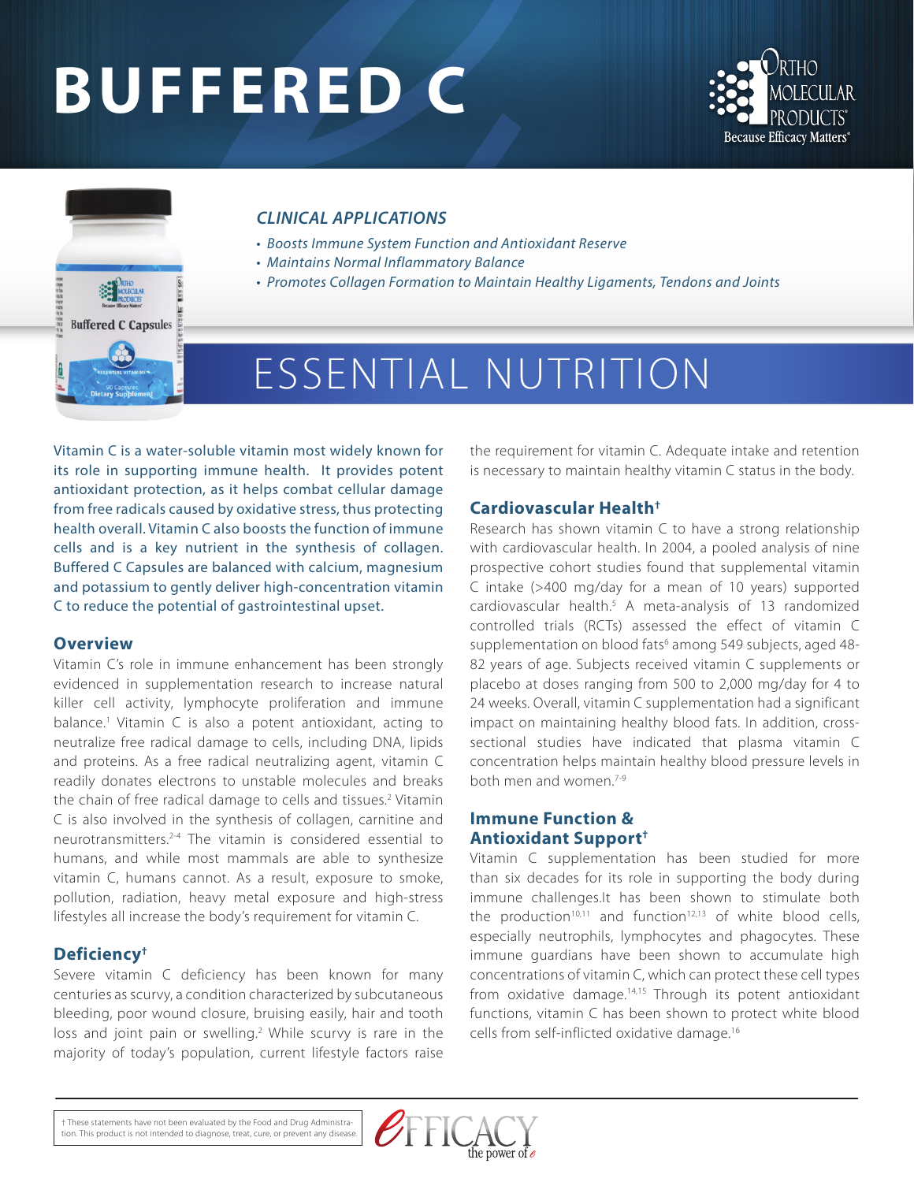# BUFFERED C

ORTHO MOLECULAR PRODUCTS®
Because Efficacy Matters®

### *CLINICAL APPLICATIONS*

- *Boosts Immune System Function and Antioxidant Reserve*
- *Maintains Normal Inflammatory Balance*
- *Promotes Collagen Formation to Maintain Healthy Ligaments, Tendons and Joints*

## ESSENTIAL NUTRITION

Vitamin C is a water-soluble vitamin most widely known for its role in supporting immune health. It provides potent antioxidant protection, as it helps combat cellular damage from free radicals caused by oxidative stress, thus protecting health overall. Vitamin C also boosts the function of immune cells and is a key nutrient in the synthesis of collagen. Buffered C Capsules are balanced with calcium, magnesium and potassium to gently deliver high-concentration vitamin C to reduce the potential of gastrointestinal upset.

### Overview

Vitamin C's role in immune enhancement has been strongly evidenced in supplementation research to increase natural killer cell activity, lymphocyte proliferation and immune balance.[1] Vitamin C is also a potent antioxidant, acting to neutralize free radical damage to cells, including DNA, lipids and proteins. As a free radical neutralizing agent, vitamin C readily donates electrons to unstable molecules and breaks the chain of free radical damage to cells and tissues.[2] Vitamin C is also involved in the synthesis of collagen, carnitine and neurotransmitters.[2-4] The vitamin is considered essential to humans, and while most mammals are able to synthesize vitamin C, humans cannot. As a result, exposure to smoke, pollution, radiation, heavy metal exposure and high-stress lifestyles all increase the body's requirement for vitamin C.

### Deficiency†

Severe vitamin C deficiency has been known for many centuries as scurvy, a condition characterized by subcutaneous bleeding, poor wound closure, bruising easily, hair and tooth loss and joint pain or swelling.[2] While scurvy is rare in the majority of today's population, current lifestyle factors raise the requirement for vitamin C. Adequate intake and retention is necessary to maintain healthy vitamin C status in the body.

### Cardiovascular Health†

Research has shown vitamin C to have a strong relationship with cardiovascular health. In 2004, a pooled analysis of nine prospective cohort studies found that supplemental vitamin C intake (>400 mg/day for a mean of 10 years) supported cardiovascular health.[5] A meta-analysis of 13 randomized controlled trials (RCTs) assessed the effect of vitamin C supplementation on blood fats[6] among 549 subjects, aged 48-82 years of age. Subjects received vitamin C supplements or placebo at doses ranging from 500 to 2,000 mg/day for 4 to 24 weeks. Overall, vitamin C supplementation had a significant impact on maintaining healthy blood fats. In addition, cross-sectional studies have indicated that plasma vitamin C concentration helps maintain healthy blood pressure levels in both men and women.[7-9]

### Immune Function & Antioxidant Support†

Vitamin C supplementation has been studied for more than six decades for its role in supporting the body during immune challenges.It has been shown to stimulate both the production[10,11] and function[12,13] of white blood cells, especially neutrophils, lymphocytes and phagocytes. These immune guardians have been shown to accumulate high concentrations of vitamin C, which can protect these cell types from oxidative damage.[14,15] Through its potent antioxidant functions, vitamin C has been shown to protect white blood cells from self-inflicted oxidative damage.[16]

† These statements have not been evaluated by the Food and Drug Administration. This product is not intended to diagnose, treat, cure, or prevent any disease.

EFFICACY the power of e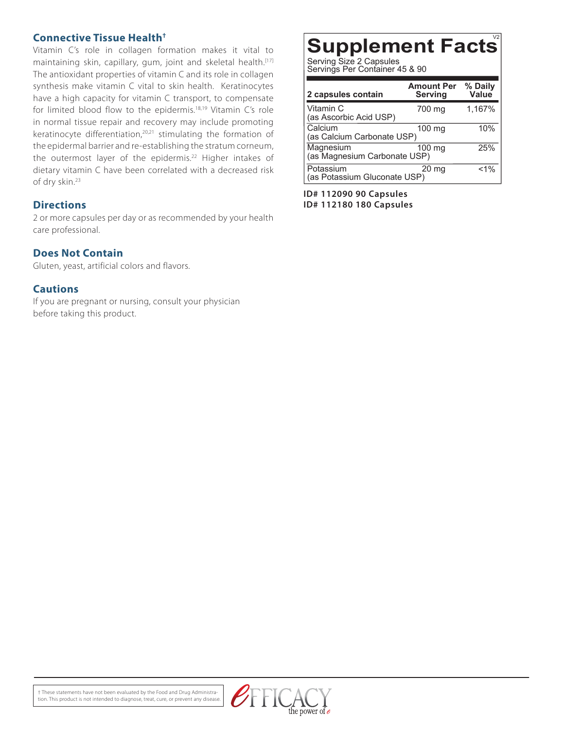## Connective Tissue Health†

Vitamin C's role in collagen formation makes it vital to maintaining skin, capillary, gum, joint and skeletal health.[17] The antioxidant properties of vitamin C and its role in collagen synthesis make vitamin C vital to skin health. Keratinocytes have a high capacity for vitamin C transport, to compensate for limited blood flow to the epidermis.[18,19] Vitamin C's role in normal tissue repair and recovery may include promoting keratinocyte differentiation,[20,21] stimulating the formation of the epidermal barrier and re-establishing the stratum corneum, the outermost layer of the epidermis.[22] Higher intakes of dietary vitamin C have been correlated with a decreased risk of dry skin.[23]

## Directions

2 or more capsules per day or as recommended by your health care professional.

## Does Not Contain

Gluten, yeast, artificial colors and flavors.

## Cautions

If you are pregnant or nursing, consult your physician before taking this product.

## Supplement Facts

V2

Serving Size 2 Capsules
Servings Per Container 45 & 90

| 2 capsules contain | Amount Per Serving | % Daily Value |
|---|---|---|
| Vitamin C (as Ascorbic Acid USP) | 700 mg | 1,167% |
| Calcium (as Calcium Carbonate USP) | 100 mg | 10% |
| Magnesium (as Magnesium Carbonate USP) | 100 mg | 25% |
| Potassium (as Potassium Gluconate USP) | 20 mg | <1% |

**ID# 112090 90 Capsules**
**ID# 112180 180 Capsules**

† These statements have not been evaluated by the Food and Drug Administration. This product is not intended to diagnose, treat, cure, or prevent any disease.

EFFICACY the power of e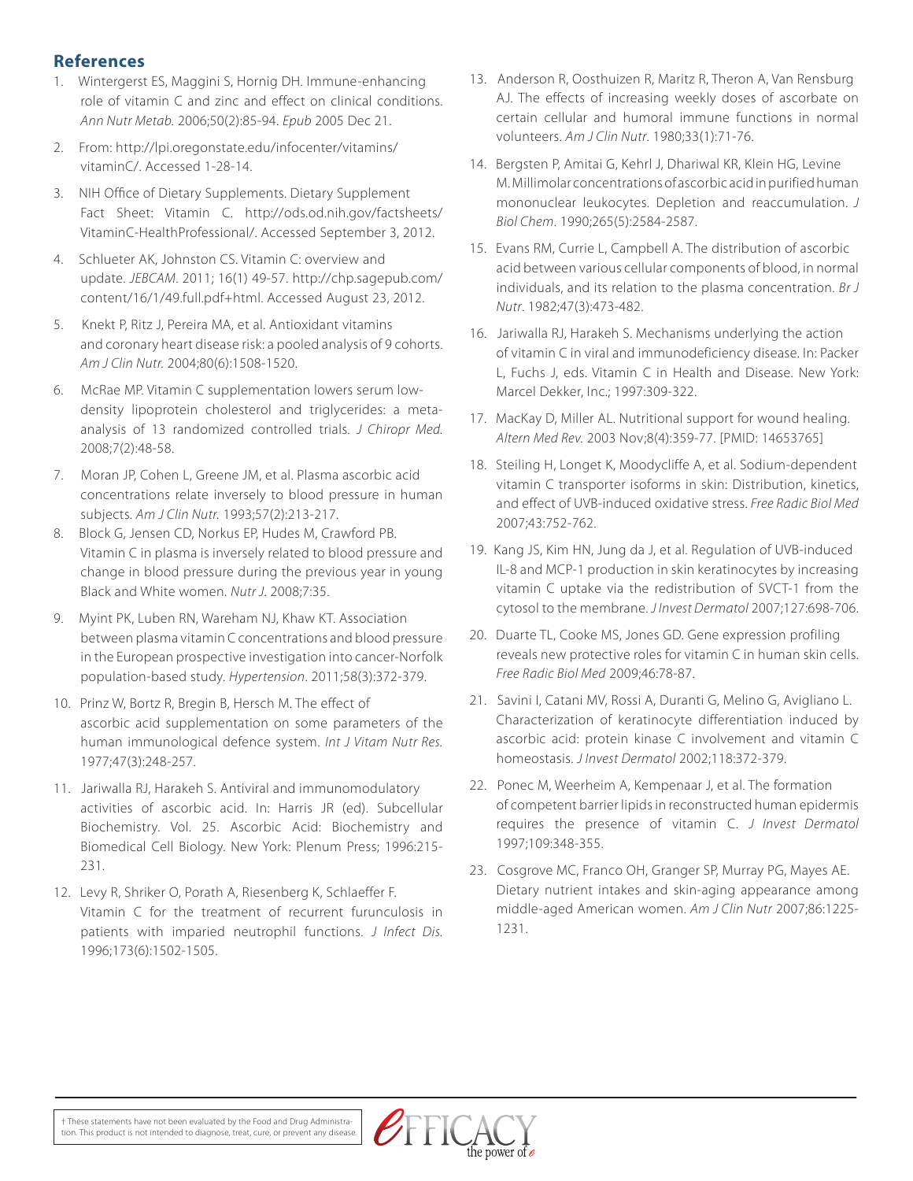## References

1. Wintergerst ES, Maggini S, Hornig DH. Immune-enhancing role of vitamin C and zinc and effect on clinical conditions. *Ann Nutr Metab.* 2006;50(2):85-94. *Epub* 2005 Dec 21.
2. From: http://lpi.oregonstate.edu/infocenter/vitamins/vitaminC/. Accessed 1-28-14.
3. NIH Office of Dietary Supplements. Dietary Supplement Fact Sheet: Vitamin C. http://ods.od.nih.gov/factsheets/VitaminC-HealthProfessional/. Accessed September 3, 2012.
4. Schlueter AK, Johnston CS. Vitamin C: overview and update. *JEBCAM*. 2011; 16(1) 49-57. http://chp.sagepub.com/content/16/1/49.full.pdf+html. Accessed August 23, 2012.
5. Knekt P, Ritz J, Pereira MA, et al. Antioxidant vitamins and coronary heart disease risk: a pooled analysis of 9 cohorts. *Am J Clin Nutr.* 2004;80(6):1508-1520.
6. McRae MP. Vitamin C supplementation lowers serum low-density lipoprotein cholesterol and triglycerides: a meta-analysis of 13 randomized controlled trials. *J Chiropr Med.* 2008;7(2):48-58.
7. Moran JP, Cohen L, Greene JM, et al. Plasma ascorbic acid concentrations relate inversely to blood pressure in human subjects. *Am J Clin Nutr.* 1993;57(2):213-217.
8. Block G, Jensen CD, Norkus EP, Hudes M, Crawford PB. Vitamin C in plasma is inversely related to blood pressure and change in blood pressure during the previous year in young Black and White women. *Nutr J.* 2008;7:35.
9. Myint PK, Luben RN, Wareham NJ, Khaw KT. Association between plasma vitamin C concentrations and blood pressure in the European prospective investigation into cancer-Norfolk population-based study. *Hypertension*. 2011;58(3):372-379.
10. Prinz W, Bortz R, Bregin B, Hersch M. The effect of ascorbic acid supplementation on some parameters of the human immunological defence system. *Int J Vitam Nutr Res.* 1977;47(3):248-257.
11. Jariwalla RJ, Harakeh S. Antiviral and immunomodulatory activities of ascorbic acid. In: Harris JR (ed). Subcellular Biochemistry. Vol. 25. Ascorbic Acid: Biochemistry and Biomedical Cell Biology. New York: Plenum Press; 1996:215-231.
12. Levy R, Shriker O, Porath A, Riesenberg K, Schlaeffer F. Vitamin C for the treatment of recurrent furunculosis in patients with imparied neutrophil functions. *J Infect Dis.* 1996;173(6):1502-1505.
13. Anderson R, Oosthuizen R, Maritz R, Theron A, Van Rensburg AJ. The effects of increasing weekly doses of ascorbate on certain cellular and humoral immune functions in normal volunteers. *Am J Clin Nutr*. 1980;33(1):71-76.
14. Bergsten P, Amitai G, Kehrl J, Dhariwal KR, Klein HG, Levine M. Millimolar concentrations of ascorbic acid in purified human mononuclear leukocytes. Depletion and reaccumulation. *J Biol Chem*. 1990;265(5):2584-2587.
15. Evans RM, Currie L, Campbell A. The distribution of ascorbic acid between various cellular components of blood, in normal individuals, and its relation to the plasma concentration. *Br J Nutr*. 1982;47(3):473-482.
16. Jariwalla RJ, Harakeh S. Mechanisms underlying the action of vitamin C in viral and immunodeficiency disease. In: Packer L, Fuchs J, eds. Vitamin C in Health and Disease. New York: Marcel Dekker, Inc.; 1997:309-322.
17. MacKay D, Miller AL. Nutritional support for wound healing. *Altern Med Rev.* 2003 Nov;8(4):359-77. [PMID: 14653765]
18. Steiling H, Longet K, Moodycliffe A, et al. Sodium-dependent vitamin C transporter isoforms in skin: Distribution, kinetics, and effect of UVB-induced oxidative stress. *Free Radic Biol Med* 2007;43:752-762.
19. Kang JS, Kim HN, Jung da J, et al. Regulation of UVB-induced IL-8 and MCP-1 production in skin keratinocytes by increasing vitamin C uptake via the redistribution of SVCT-1 from the cytosol to the membrane. *J Invest Dermatol* 2007;127:698-706.
20. Duarte TL, Cooke MS, Jones GD. Gene expression profiling reveals new protective roles for vitamin C in human skin cells. *Free Radic Biol Med* 2009;46:78-87.
21. Savini I, Catani MV, Rossi A, Duranti G, Melino G, Avigliano L. Characterization of keratinocyte differentiation induced by ascorbic acid: protein kinase C involvement and vitamin C homeostasis. *J Invest Dermatol* 2002;118:372-379.
22. Ponec M, Weerheim A, Kempenaar J, et al. The formation of competent barrier lipids in reconstructed human epidermis requires the presence of vitamin C. *J Invest Dermatol* 1997;109:348-355.
23. Cosgrove MC, Franco OH, Granger SP, Murray PG, Mayes AE. Dietary nutrient intakes and skin-aging appearance among middle-aged American women. *Am J Clin Nutr* 2007;86:1225-1231.

† These statements have not been evaluated by the Food and Drug Administration. This product is not intended to diagnose, treat, cure, or prevent any disease.

EFFICACY the power of e